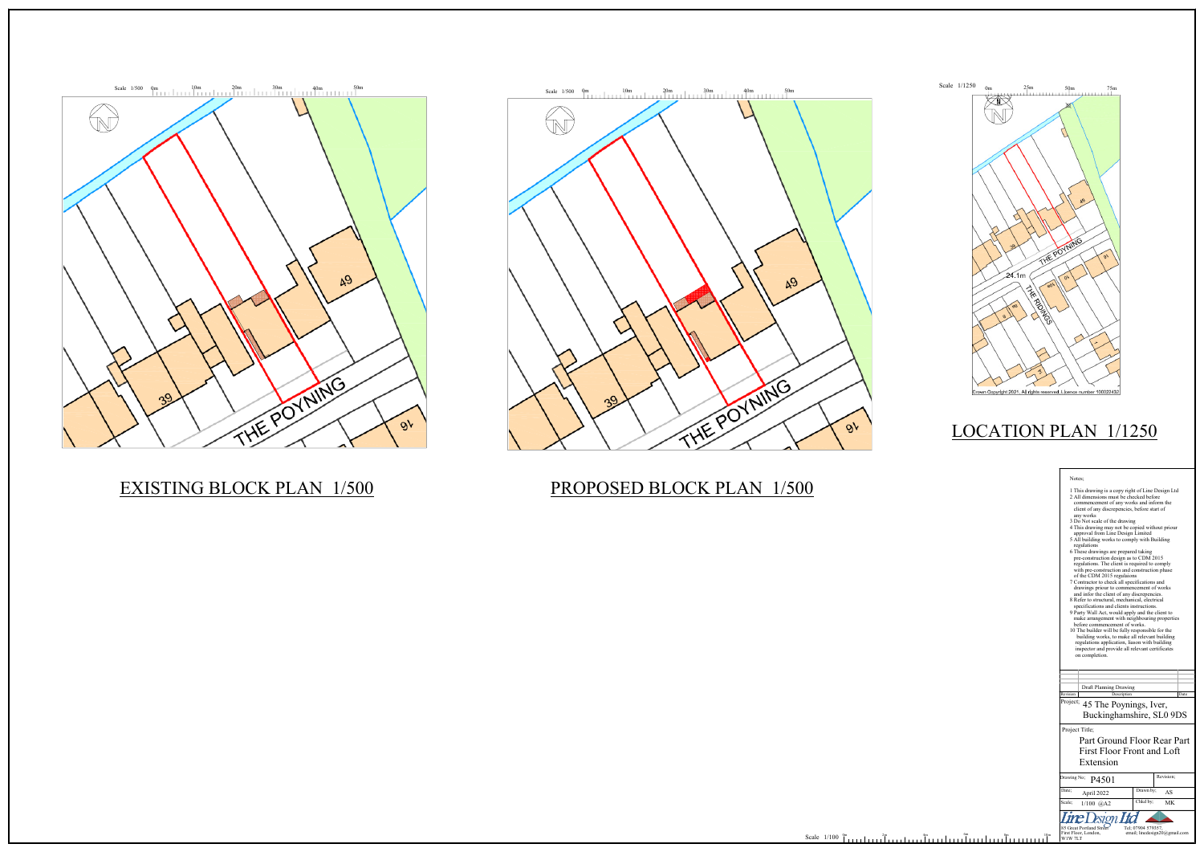Scale 1/500 0m 10m 20m 30m 40m 50m

49

39

THE POYNING

16

## EXISTING BLOCK PLAN 1/500

Scale 1/500 0m 10m 20m 30m 40m 50m

49

39

THE POYNING

16

## PROPOSED BLOCK PLAN 1/500

Scale 1/1250 0m 25m 50m 75m

THE POYNING

THE RIDINGS

24.1m

Crown Copyright 2021. All rights reserved. Licence number 100022432

## LOCATION PLAN 1/1250

Notes;

1 This drawing is a copy right of Line Design Ltd
2 All dimensions must be checked before commencement of any works and inform the client of any discrepancies, before start of any works
3 Do Not scale of the drawing
4 This drawing may not be copied without prioar approval from Line Design Limited
5 All building works to comply with Building regulations
6 These drawings are prepared taking pre-construction design as to CDM 2015 regulations. The client is required to comply with pre-construction and construction phase of the CDM 2015 regulaions
7 Contractor to check all specifications and drawings prioor to commencement of works and infor the client of any discrepencies.
8 Refer to structural, mechanical, electrical specifications and clients instructions.
9 Party Wall Act, would apply and the client to make arrangement with neighbouring properties before commencement of works.
10 The builder will be fully responsible for the building works, to make all relevant building regulations application, liason with building inspector and provide all relevant certificates on completion.

| Revision | Description | Date |
|---|---|---|
| | Draft Planning Drawing | |

Project; 45 The Poynings, Iver, Buckinghamshire, SL0 9DS

Project Title; Part Ground Floor Rear Part First Floor Front and Loft Extension

| Drawing No; P4501 | | Revision; |
|---|---|---|
| Date; April 2022 | Drawn by; AS | |
| Scale; 1/100 @A2 | Chkd by; MK | |

Line Design Ltd
85 Great Portland Street First Floor, London, W1W 7LT
Tel; 07904 579357, email; linedesign20@gmail.com

Scale 1/100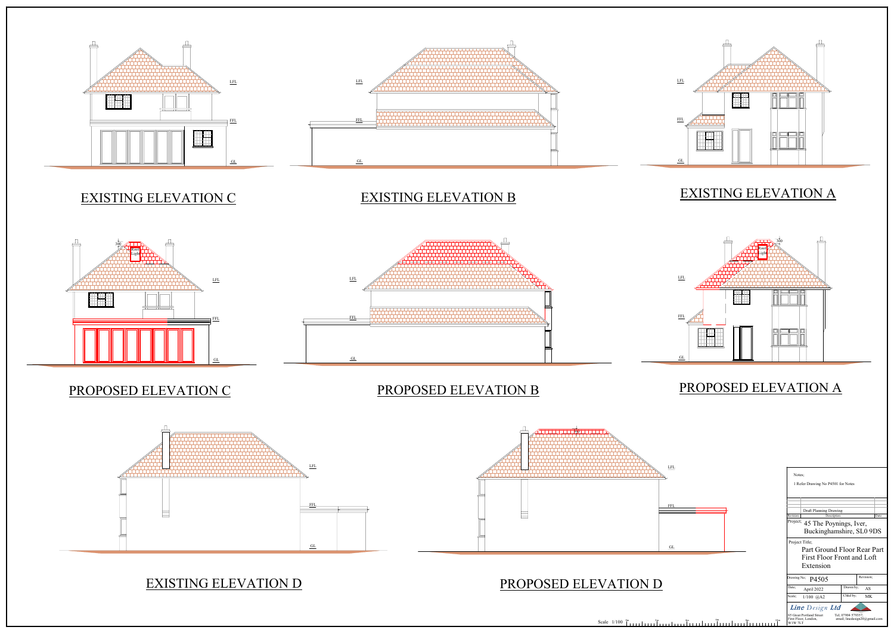EXISTING ELEVATION C

EXISTING ELEVATION B

EXISTING ELEVATION A

PROPOSED ELEVATION C

PROPOSED ELEVATION B

PROPOSED ELEVATION A

EXISTING ELEVATION D

PROPOSED ELEVATION D

LFL

FFL

GL

Roof Light

300

Notes;

1 Refer Drawing No P4501 for Notes

| Revision | Description | Date |
| --- | --- | --- |
| | Draft Planning Drawing | |

Project; 45 The Poynings, Iver, Buckinghamshire, SL0 9DS

Project Title; Part Ground Floor Rear Part First Floor Front and Loft Extension

| | | | |
| --- | --- | --- | --- |
| Drawing No; P4505 | | Revision; | |
| Date; April 2022 | | Drawn by; AS | |
| Scale; 1/100 @A2 | | Chkd by; MK | |

*Line Design Ltd*

85 Great Portland Street
First Floor, London,
W1W 7LT

Tel; 07904 579337,
email; linedesign20@gmail.com

Scale 1/100